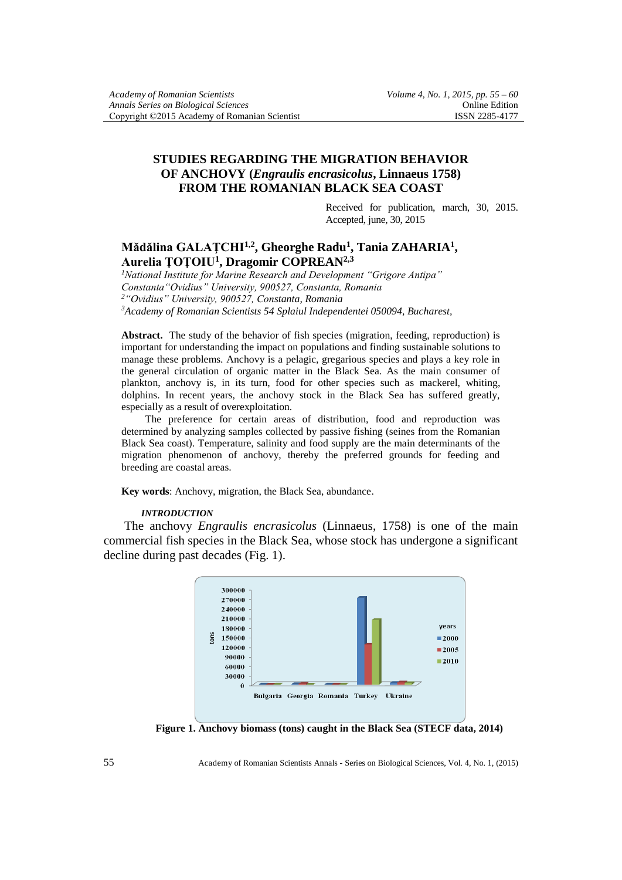# STUDIES REGARDING THE MIGRATION BEHAVIOR OF ANCHOVY (*Engraulis encrasicolus*, Linnaeus 1758) FROM THE ROMANIAN BLACK SEA COAST

Received for publication, march, 30, 2015.
Accepted, june, 30, 2015

**Mădălina GALAȚCHI[1,2], Gheorghe Radu[1], Tania ZAHARIA[1], Aurelia ȚOȚOIU[1], Dragomir COPREAN[2,3]**

[1]*National Institute for Marine Research and Development "Grigore Antipa" Constanta"Ovidius" University, 900527, Constanta, Romania*
[2]*"Ovidius" University, 900527, Constanta, Romania*
[3]*Academy of Romanian Scientists 54 Splaiul Independentei 050094, Bucharest,*

**Abstract.** The study of the behavior of fish species (migration, feeding, reproduction) is important for understanding the impact on populations and finding sustainable solutions to manage these problems. Anchovy is a pelagic, gregarious species and plays a key role in the general circulation of organic matter in the Black Sea. As the main consumer of plankton, anchovy is, in its turn, food for other species such as mackerel, whiting, dolphins. In recent years, the anchovy stock in the Black Sea has suffered greatly, especially as a result of overexploitation.

The preference for certain areas of distribution, food and reproduction was determined by analyzing samples collected by passive fishing (seines from the Romanian Black Sea coast). Temperature, salinity and food supply are the main determinants of the migration phenomenon of anchovy, thereby the preferred grounds for feeding and breeding are coastal areas.

**Key words**: Anchovy, migration, the Black Sea, abundance.

## *INTRODUCTION*

The anchovy *Engraulis encrasicolus* (Linnaeus, 1758) is one of the main commercial fish species in the Black Sea, whose stock has undergone a significant decline during past decades (Fig. 1).

**Figure 1. Anchovy biomass (tons) caught in the Black Sea (STECF data, 2014)**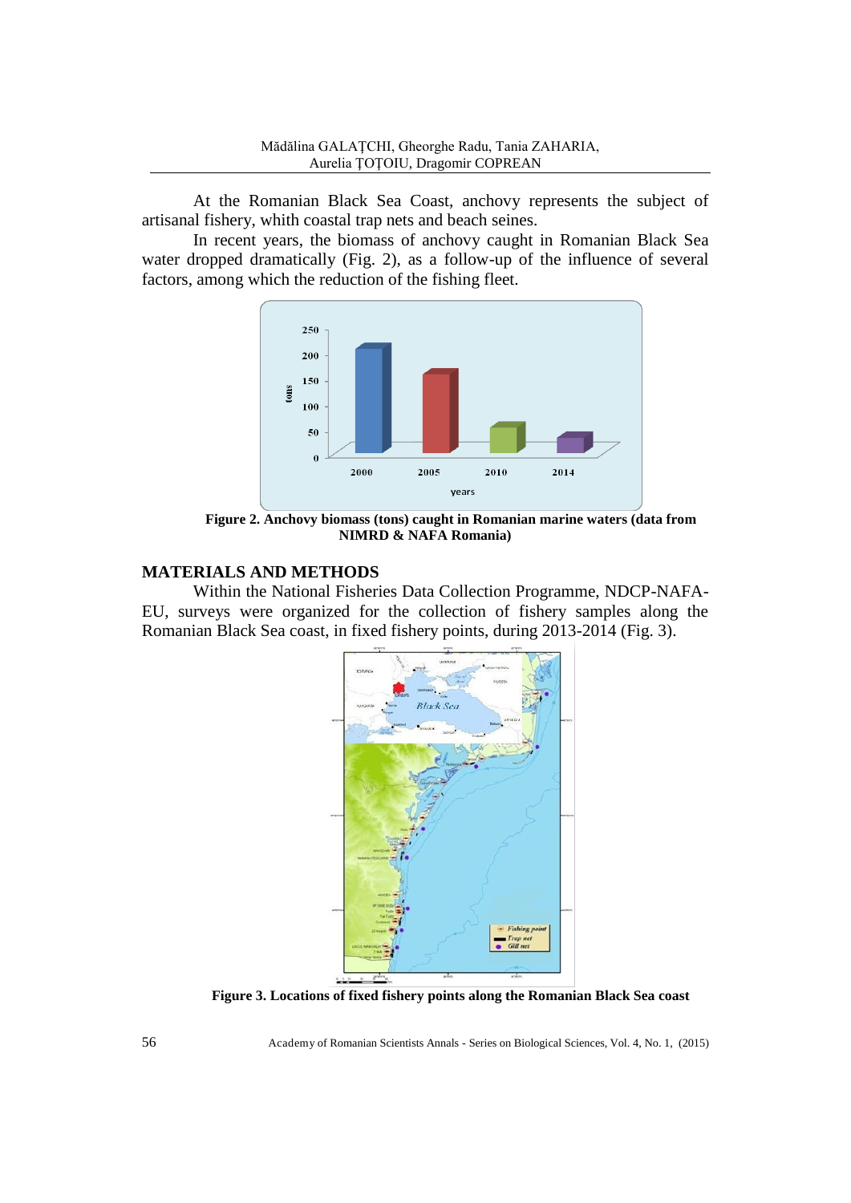At the Romanian Black Sea Coast, anchovy represents the subject of artisanal fishery, whith coastal trap nets and beach seines.

In recent years, the biomass of anchovy caught in Romanian Black Sea water dropped dramatically (Fig. 2), as a follow-up of the influence of several factors, among which the reduction of the fishing fleet.

**Figure 2. Anchovy biomass (tons) caught in Romanian marine waters (data from NIMRD & NAFA Romania)**

## MATERIALS AND METHODS

Within the National Fisheries Data Collection Programme, NDCP-NAFA-EU, surveys were organized for the collection of fishery samples along the Romanian Black Sea coast, in fixed fishery points, during 2013-2014 (Fig. 3).

**Figure 3. Locations of fixed fishery points along the Romanian Black Sea coast**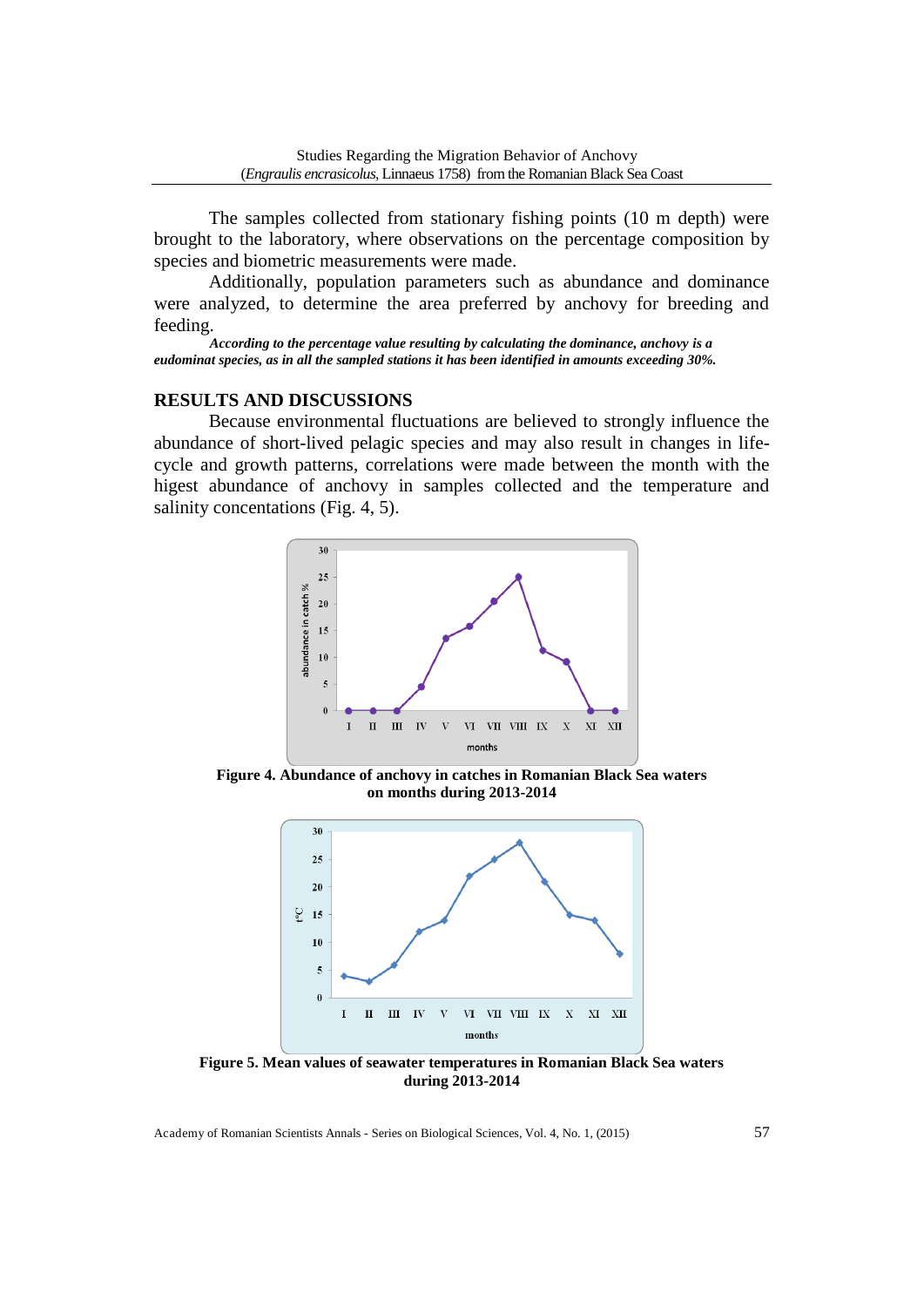The samples collected from stationary fishing points (10 m depth) were brought to the laboratory, where observations on the percentage composition by species and biometric measurements were made.

Additionally, population parameters such as abundance and dominance were analyzed, to determine the area preferred by anchovy for breeding and feeding.

***According to the percentage value resulting by calculating the dominance, anchovy is a eudominat species, as in all the sampled stations it has been identified in amounts exceeding 30%.***

## RESULTS AND DISCUSSIONS

Because environmental fluctuations are believed to strongly influence the abundance of short-lived pelagic species and may also result in changes in life-cycle and growth patterns, correlations were made between the month with the higest abundance of anchovy in samples collected and the temperature and salinity concentations (Fig. 4, 5).

**Figure 4. Abundance of anchovy in catches in Romanian Black Sea waters on months during 2013-2014**

**Figure 5. Mean values of seawater temperatures in Romanian Black Sea waters during 2013-2014**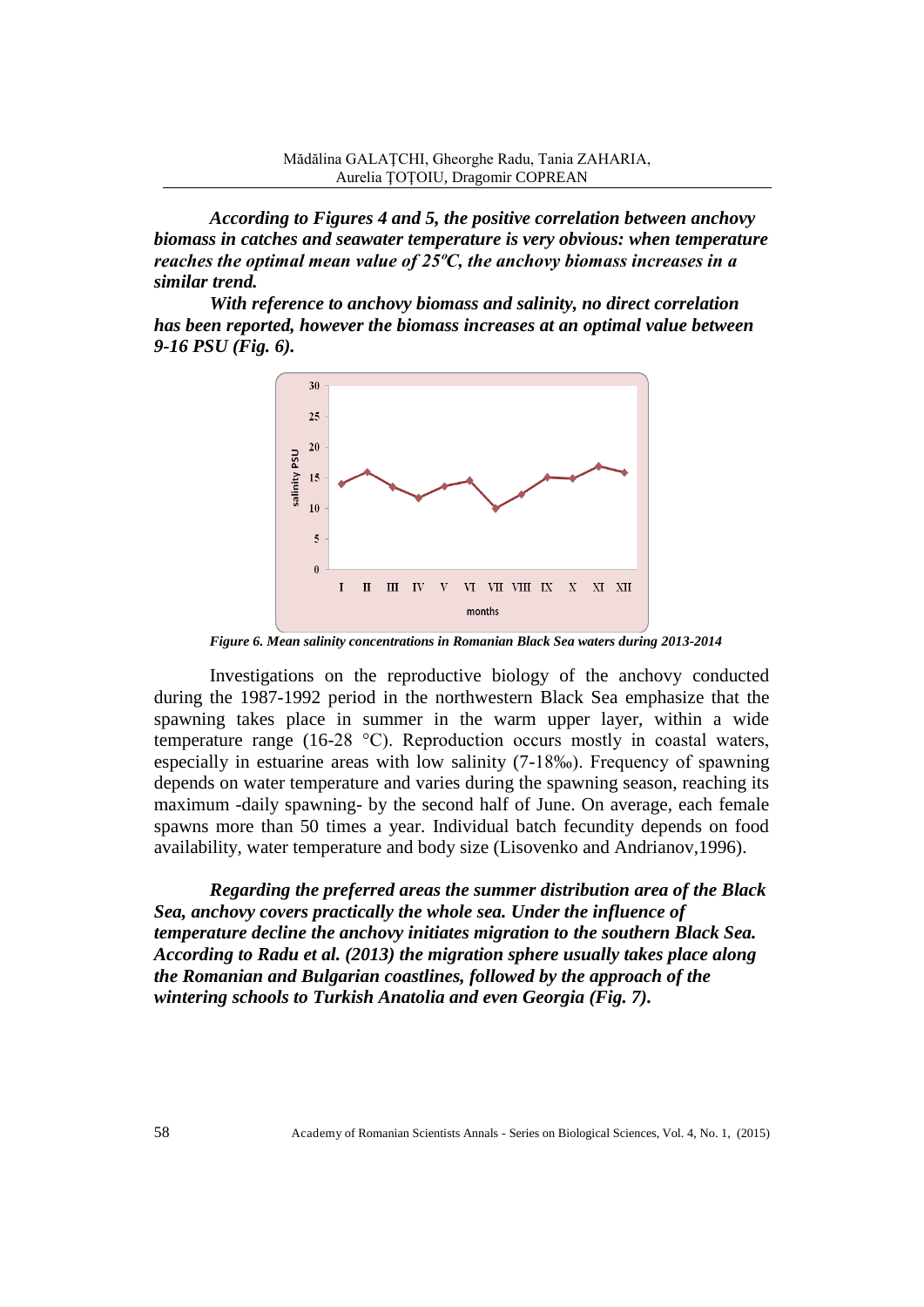***According to Figures 4 and 5, the positive correlation between anchovy biomass in catches and seawater temperature is very obvious: when temperature reaches the optimal mean value of 25ºC, the anchovy biomass increases in a similar trend.***

***With reference to anchovy biomass and salinity, no direct correlation has been reported, however the biomass increases at an optimal value between 9-16 PSU (Fig. 6).***

***Figure 6. Mean salinity concentrations in Romanian Black Sea waters during 2013-2014***

Investigations on the reproductive biology of the anchovy conducted during the 1987-1992 period in the northwestern Black Sea emphasize that the spawning takes place in summer in the warm upper layer, within a wide temperature range (16-28 °C). Reproduction occurs mostly in coastal waters, especially in estuarine areas with low salinity (7-18‰). Frequency of spawning depends on water temperature and varies during the spawning season, reaching its maximum -daily spawning- by the second half of June. On average, each female spawns more than 50 times a year. Individual batch fecundity depends on food availability, water temperature and body size (Lisovenko and Andrianov,1996).

***Regarding the preferred areas the summer distribution area of the Black Sea, anchovy covers practically the whole sea. Under the influence of temperature decline the anchovy initiates migration to the southern Black Sea. According to Radu et al. (2013) the migration sphere usually takes place along the Romanian and Bulgarian coastlines, followed by the approach of the wintering schools to Turkish Anatolia and even Georgia (Fig. 7).***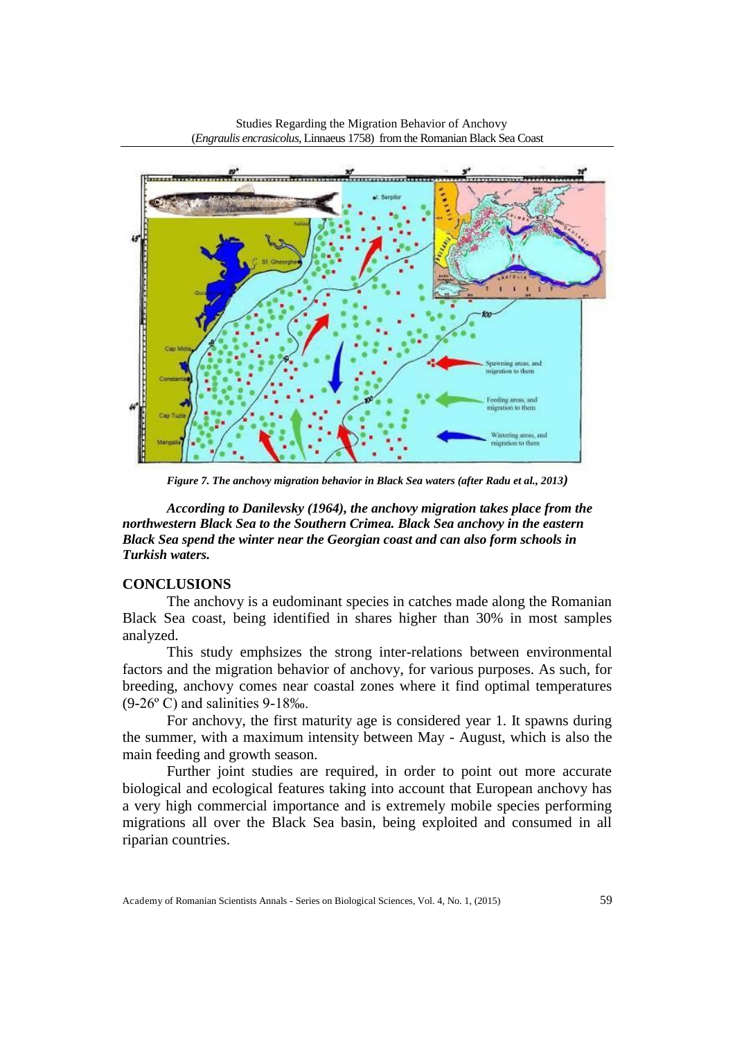*Figure 7. The anchovy migration behavior in Black Sea waters (after Radu et al., 2013)*

***According to Danilevsky (1964), the anchovy migration takes place from the northwestern Black Sea to the Southern Crimea. Black Sea anchovy in the eastern Black Sea spend the winter near the Georgian coast and can also form schools in Turkish waters.***

## CONCLUSIONS

The anchovy is a eudominant species in catches made along the Romanian Black Sea coast, being identified in shares higher than 30% in most samples analyzed.

This study emphsizes the strong inter-relations between environmental factors and the migration behavior of anchovy, for various purposes. As such, for breeding, anchovy comes near coastal zones where it find optimal temperatures (9-26º C) and salinities 9-18‰.

For anchovy, the first maturity age is considered year 1. It spawns during the summer, with a maximum intensity between May - August, which is also the main feeding and growth season.

Further joint studies are required, in order to point out more accurate biological and ecological features taking into account that European anchovy has a very high commercial importance and is extremely mobile species performing migrations all over the Black Sea basin, being exploited and consumed in all riparian countries.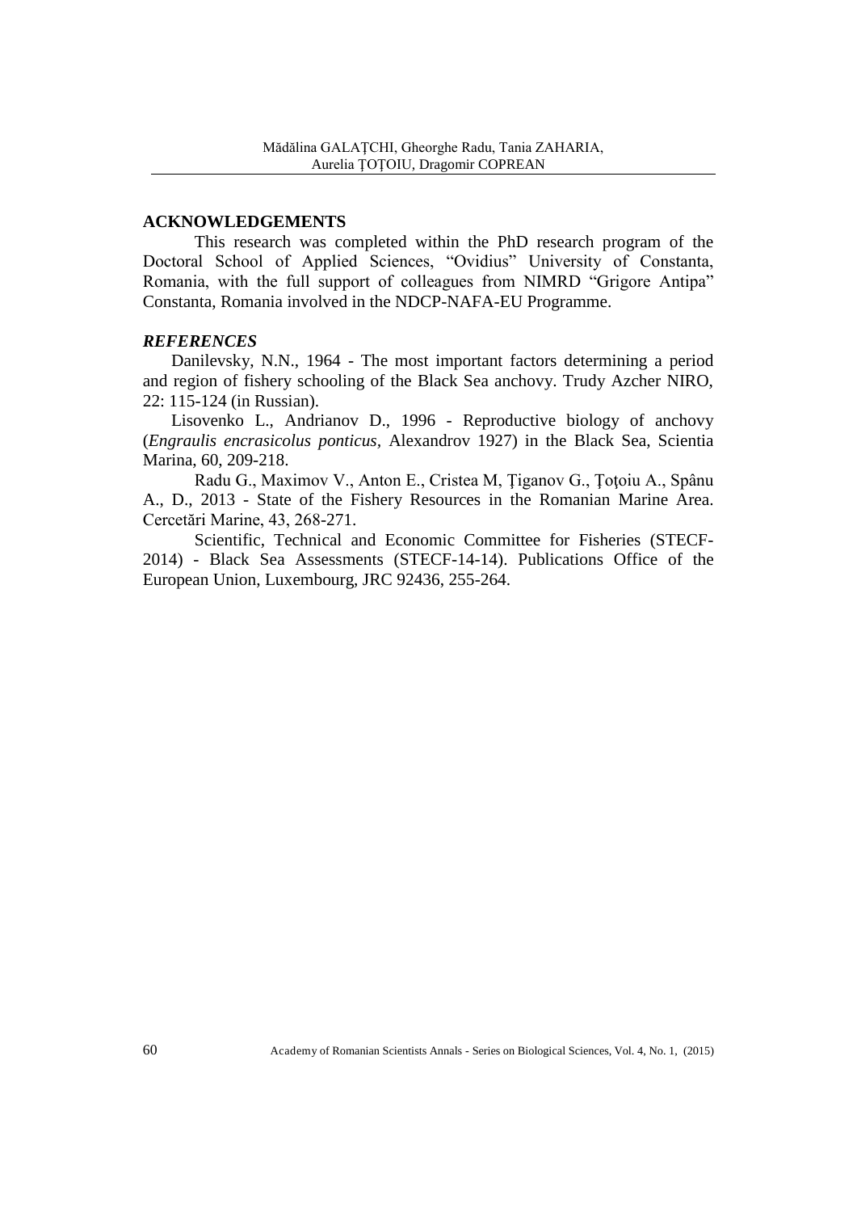## ACKNOWLEDGEMENTS

This research was completed within the PhD research program of the Doctoral School of Applied Sciences, "Ovidius" University of Constanta, Romania, with the full support of colleagues from NIMRD "Grigore Antipa" Constanta, Romania involved in the NDCP-NAFA-EU Programme.

## *REFERENCES*

Danilevsky, N.N., 1964 - The most important factors determining a period and region of fishery schooling of the Black Sea anchovy. Trudy Azcher NIRO, 22: 115-124 (in Russian).

Lisovenko L., Andrianov D., 1996 - Reproductive biology of anchovy (*Engraulis encrasicolus ponticus,* Alexandrov 1927) in the Black Sea, Scientia Marina, 60, 209-218.

Radu G., Maximov V., Anton E., Cristea M, Ţiganov G., Ţoţoiu A., Spânu A., D., 2013 - State of the Fishery Resources in the Romanian Marine Area. Cercetări Marine, 43, 268-271.

Scientific, Technical and Economic Committee for Fisheries (STECF-2014) - Black Sea Assessments (STECF-14-14). Publications Office of the European Union, Luxembourg, JRC 92436, 255-264.